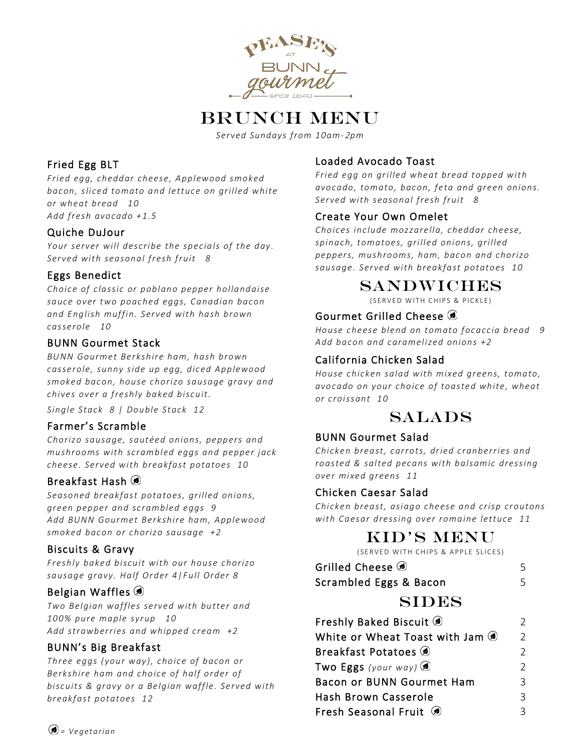PEASE'S AT BUNN gourmet — since 1840

# BRUNCH MENU

*Served Sundays from 10am-2pm*

### Fried Egg BLT

*Fried egg, cheddar cheese, Applewood smoked bacon, sliced tomato and lettuce on grilled white or wheat bread 10*
*Add fresh avocado +1.5*

### Quiche DuJour

*Your server will describe the specials of the day. Served with seasonal fresh fruit 8*

### Eggs Benedict

*Choice of classic or poblano pepper hollandaise sauce over two poached eggs, Canadian bacon and English muffin. Served with hash brown casserole 10*

### BUNN Gourmet Stack

*BUNN Gourmet Berkshire ham, hash brown casserole, sunny side up egg, diced Applewood smoked bacon, house chorizo sausage gravy and chives over a freshly baked biscuit.*

*Single Stack 8 | Double Stack 12*

### Farmer's Scramble

*Chorizo sausage, sautéed onions, peppers and mushrooms with scrambled eggs and pepper jack cheese. Served with breakfast potatoes 10*

### Breakfast Hash (V)

*Seasoned breakfast potatoes, grilled onions, green pepper and scrambled eggs 9*
*Add BUNN Gourmet Berkshire ham, Applewood smoked bacon or chorizo sausage +2*

### Biscuits & Gravy

*Freshly baked biscuit with our house chorizo sausage gravy. Half Order 4|Full Order 8*

### Belgian Waffles (V)

*Two Belgian waffles served with butter and 100% pure maple syrup 10*
*Add strawberries and whipped cream +2*

### BUNN's Big Breakfast

*Three eggs (your way), choice of bacon or Berkshire ham and choice of half order of biscuits & gravy or a Belgian waffle. Served with breakfast potatoes 12*

### Loaded Avocado Toast

*Fried egg on grilled wheat bread topped with avocado, tomato, bacon, feta and green onions. Served with seasonal fresh fruit 8*

### Create Your Own Omelet

*Choices include mozzarella, cheddar cheese, spinach, tomatoes, grilled onions, grilled peppers, mushrooms, ham, bacon and chorizo sausage. Served with breakfast potatoes 10*

## SANDWICHES

(SERVED WITH CHIPS & PICKLE)

### Gourmet Grilled Cheese (V)

*House cheese blend on tomato focaccia bread 9*
*Add bacon and caramelized onions +2*

### California Chicken Salad

*House chicken salad with mixed greens, tomato, avocado on your choice of toasted white, wheat or croissant 10*

## SALADS

### BUNN Gourmet Salad

*Chicken breast, carrots, dried cranberries and roasted & salted pecans with balsamic dressing over mixed greens 11*

### Chicken Caesar Salad

*Chicken breast, asiago cheese and crisp croutons with Caesar dressing over romaine lettuce 11*

## KID'S MENU

(SERVED WITH CHIPS & APPLE SLICES)

| Item | Price |
|---|---|
| Grilled Cheese (V) | 5 |
| Scrambled Eggs & Bacon | 5 |

## SIDES

| Item | Price |
|---|---|
| Freshly Baked Biscuit (V) | 2 |
| White or Wheat Toast with Jam (V) | 2 |
| Breakfast Potatoes (V) | 2 |
| Two Eggs *(your way)* (V) | 2 |
| Bacon or BUNN Gourmet Ham | 3 |
| Hash Brown Casserole | 3 |
| Fresh Seasonal Fruit (V) | 3 |

(V) = *Vegetarian*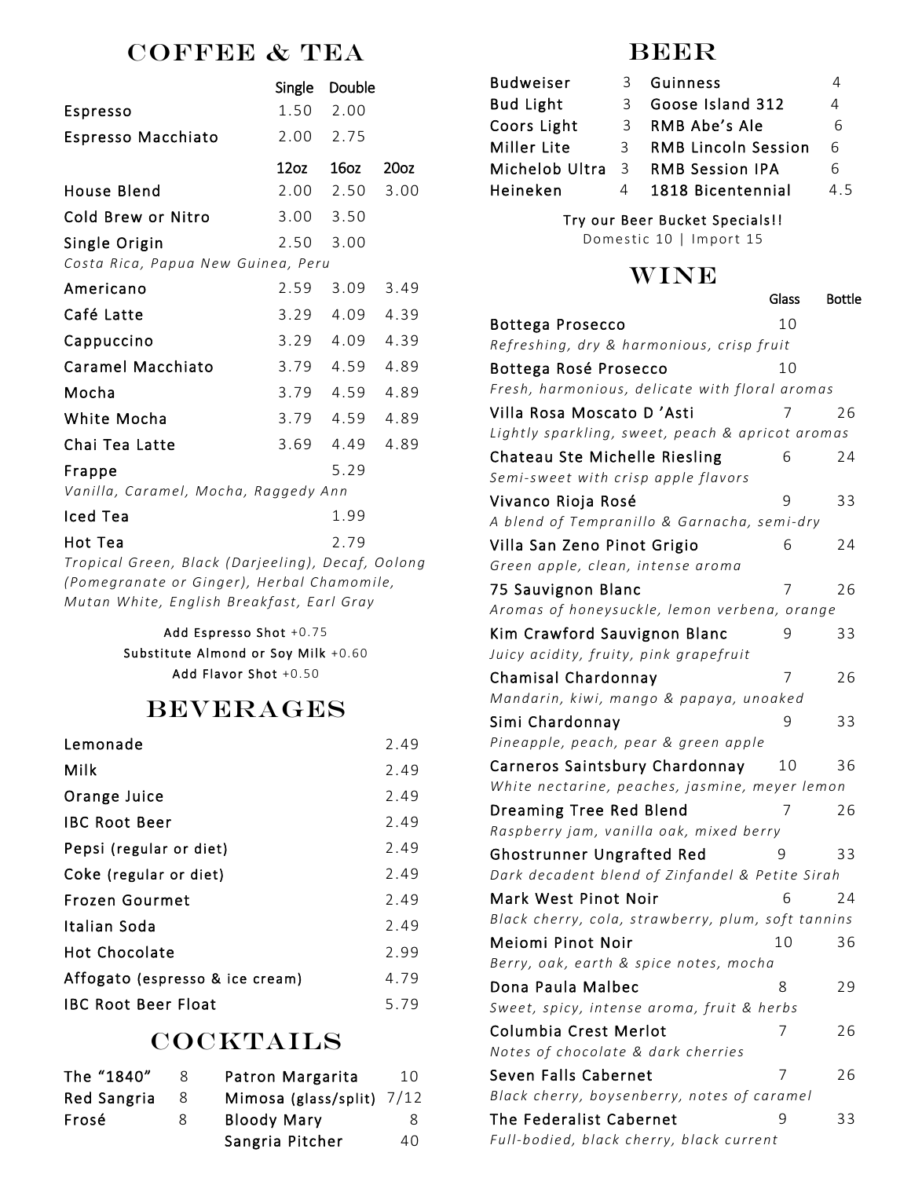## COFFEE & TEA

| | Single | Double |
|---|---|---|
| Espresso | 1.50 | 2.00 |
| Espresso Macchiato | 2.00 | 2.75 |

| | 12oz | 16oz | 20oz |
|---|---|---|---|
| House Blend | 2.00 | 2.50 | 3.00 |
| Cold Brew or Nitro | 3.00 | 3.50 | |
| Single Origin<br>*Costa Rica, Papua New Guinea, Peru* | 2.50 | 3.00 | |
| Americano | 2.59 | 3.09 | 3.49 |
| Café Latte | 3.29 | 4.09 | 4.39 |
| Cappuccino | 3.29 | 4.09 | 4.39 |
| Caramel Macchiato | 3.79 | 4.59 | 4.89 |
| Mocha | 3.79 | 4.59 | 4.89 |
| White Mocha | 3.79 | 4.59 | 4.89 |
| Chai Tea Latte | 3.69 | 4.49 | 4.89 |
| Frappe<br>*Vanilla, Caramel, Mocha, Raggedy Ann* | | 5.29 | |
| Iced Tea | | 1.99 | |
| Hot Tea | | 2.79 | |

*Tropical Green, Black (Darjeeling), Decaf, Oolong (Pomegranate or Ginger), Herbal Chamomile, Mutan White, English Breakfast, Earl Gray*

Add Espresso Shot +0.75
Substitute Almond or Soy Milk +0.60
Add Flavor Shot +0.50

## BEVERAGES

| | |
|---|---|
| Lemonade | 2.49 |
| Milk | 2.49 |
| Orange Juice | 2.49 |
| IBC Root Beer | 2.49 |
| Pepsi (regular or diet) | 2.49 |
| Coke (regular or diet) | 2.49 |
| Frozen Gourmet | 2.49 |
| Italian Soda | 2.49 |
| Hot Chocolate | 2.99 |
| Affogato (espresso & ice cream) | 4.79 |
| IBC Root Beer Float | 5.79 |

## COCKTAILS

| | | | |
|---|---|---|---|
| The "1840" | 8 | Patron Margarita | 10 |
| Red Sangria | 8 | Mimosa (glass/split) | 7/12 |
| Frosé | 8 | Bloody Mary | 8 |
| | | Sangria Pitcher | 40 |

## BEER

| | | | |
|---|---|---|---|
| Budweiser | 3 | Guinness | 4 |
| Bud Light | 3 | Goose Island 312 | 4 |
| Coors Light | 3 | RMB Abe's Ale | 6 |
| Miller Lite | 3 | RMB Lincoln Session | 6 |
| Michelob Ultra | 3 | RMB Session IPA | 6 |
| Heineken | 4 | 1818 Bicentennial | 4.5 |

Try our Beer Bucket Specials!!
Domestic 10 | Import 15

## WINE

| | Glass | Bottle |
|---|---|---|
| Bottega Prosecco<br>*Refreshing, dry & harmonious, crisp fruit* | 10 | |
| Bottega Rosé Prosecco<br>*Fresh, harmonious, delicate with floral aromas* | 10 | |
| Villa Rosa Moscato D 'Asti<br>*Lightly sparkling, sweet, peach & apricot aromas* | 7 | 26 |
| Chateau Ste Michelle Riesling<br>*Semi-sweet with crisp apple flavors* | 6 | 24 |
| Vivanco Rioja Rosé<br>*A blend of Tempranillo & Garnacha, semi-dry* | 9 | 33 |
| Villa San Zeno Pinot Grigio<br>*Green apple, clean, intense aroma* | 6 | 24 |
| 75 Sauvignon Blanc<br>*Aromas of honeysuckle, lemon verbena, orange* | 7 | 26 |
| Kim Crawford Sauvignon Blanc<br>*Juicy acidity, fruity, pink grapefruit* | 9 | 33 |
| Chamisal Chardonnay<br>*Mandarin, kiwi, mango & papaya, unoaked* | 7 | 26 |
| Simi Chardonnay<br>*Pineapple, peach, pear & green apple* | 9 | 33 |
| Carneros Saintsbury Chardonnay<br>*White nectarine, peaches, jasmine, meyer lemon* | 10 | 36 |
| Dreaming Tree Red Blend<br>*Raspberry jam, vanilla oak, mixed berry* | 7 | 26 |
| Ghostrunner Ungrafted Red<br>*Dark decadent blend of Zinfandel & Petite Sirah* | 9 | 33 |
| Mark West Pinot Noir<br>*Black cherry, cola, strawberry, plum, soft tannins* | 6 | 24 |
| Meiomi Pinot Noir<br>*Berry, oak, earth & spice notes, mocha* | 10 | 36 |
| Dona Paula Malbec<br>*Sweet, spicy, intense aroma, fruit & herbs* | 8 | 29 |
| Columbia Crest Merlot<br>*Notes of chocolate & dark cherries* | 7 | 26 |
| Seven Falls Cabernet<br>*Black cherry, boysenberry, notes of caramel* | 7 | 26 |
| The Federalist Cabernet<br>*Full-bodied, black cherry, black current* | 9 | 33 |